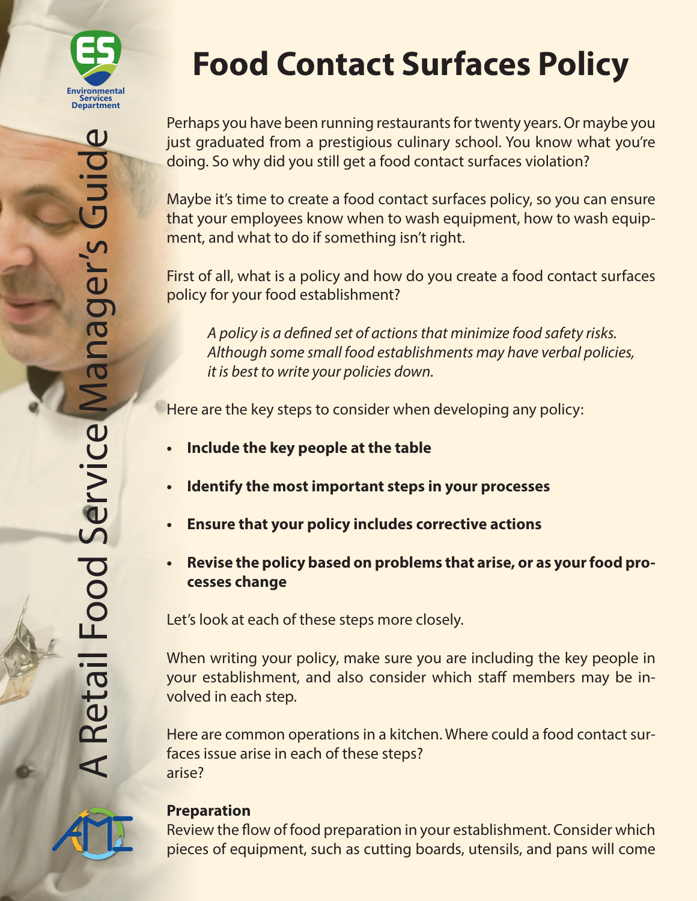# Food Contact Surfaces Policy

Perhaps you have been running restaurants for twenty years. Or maybe you just graduated from a prestigious culinary school. You know what you're doing. So why did you still get a food contact surfaces violation?

Maybe it's time to create a food contact surfaces policy, so you can ensure that your employees know when to wash equipment, how to wash equipment, and what to do if something isn't right.

First of all, what is a policy and how do you create a food contact surfaces policy for your food establishment?

> *A policy is a defined set of actions that minimize food safety risks. Although some small food establishments may have verbal policies, it is best to write your policies down.*

Here are the key steps to consider when developing any policy:

- **Include the key people at the table**
- **Identify the most important steps in your processes**
- **Ensure that your policy includes corrective actions**
- **Revise the policy based on problems that arise, or as your food processes change**

Let's look at each of these steps more closely.

When writing your policy, make sure you are including the key people in your establishment, and also consider which staff members may be involved in each step.

Here are common operations in a kitchen. Where could a food contact surfaces issue arise in each of these steps?
arise?

**Preparation**
Review the flow of food preparation in your establishment. Consider which pieces of equipment, such as cutting boards, utensils, and pans will come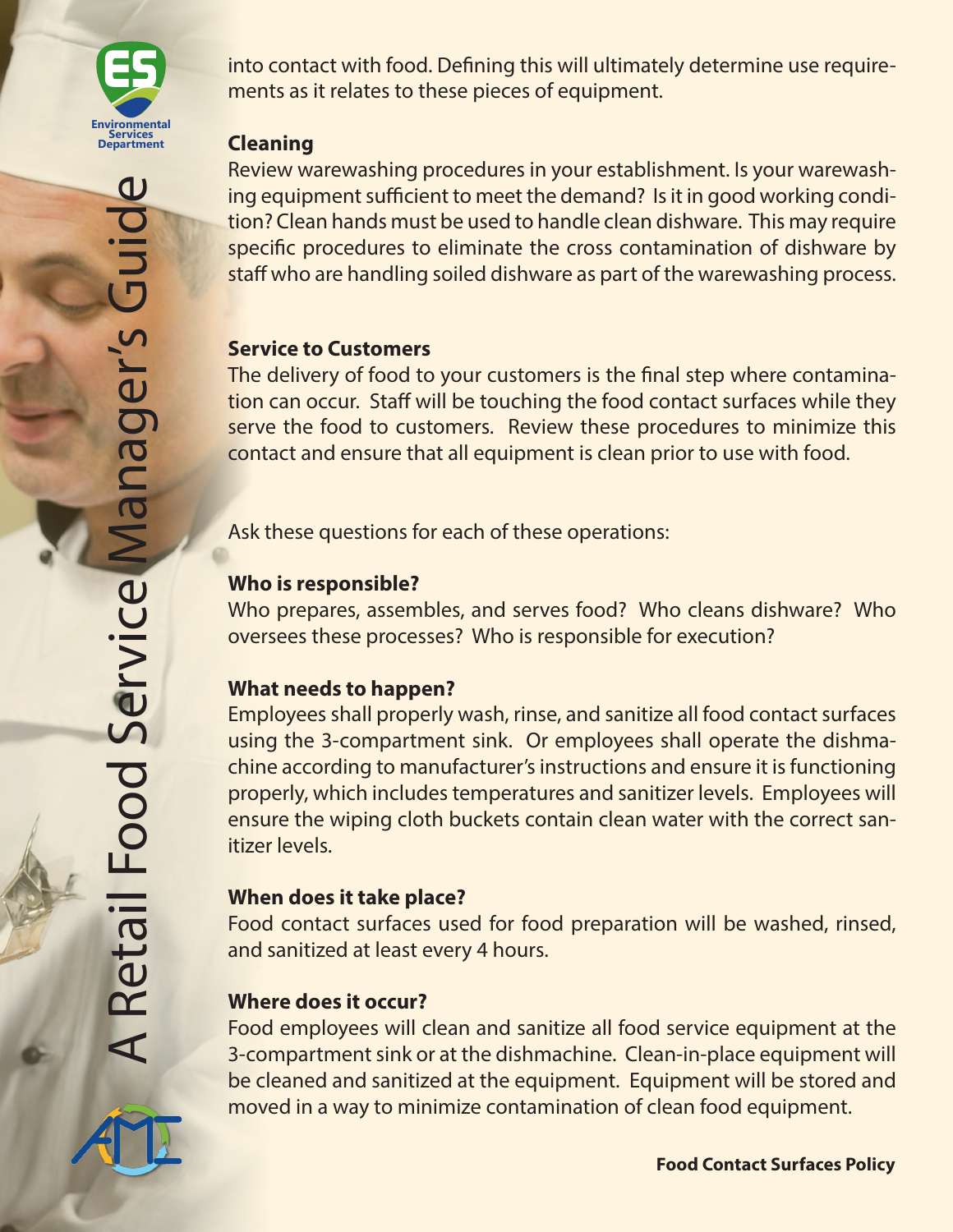into contact with food. Defining this will ultimately determine use requirements as it relates to these pieces of equipment.

**Cleaning**

Review warewashing procedures in your establishment. Is your warewashing equipment sufficient to meet the demand? Is it in good working condition? Clean hands must be used to handle clean dishware. This may require specific procedures to eliminate the cross contamination of dishware by staff who are handling soiled dishware as part of the warewashing process.

**Service to Customers**

The delivery of food to your customers is the final step where contamination can occur. Staff will be touching the food contact surfaces while they serve the food to customers. Review these procedures to minimize this contact and ensure that all equipment is clean prior to use with food.

Ask these questions for each of these operations:

**Who is responsible?**

Who prepares, assembles, and serves food? Who cleans dishware? Who oversees these processes? Who is responsible for execution?

**What needs to happen?**

Employees shall properly wash, rinse, and sanitize all food contact surfaces using the 3-compartment sink. Or employees shall operate the dishmachine according to manufacturer's instructions and ensure it is functioning properly, which includes temperatures and sanitizer levels. Employees will ensure the wiping cloth buckets contain clean water with the correct sanitizer levels.

**When does it take place?**

Food contact surfaces used for food preparation will be washed, rinsed, and sanitized at least every 4 hours.

**Where does it occur?**

Food employees will clean and sanitize all food service equipment at the 3-compartment sink or at the dishmachine. Clean-in-place equipment will be cleaned and sanitized at the equipment. Equipment will be stored and moved in a way to minimize contamination of clean food equipment.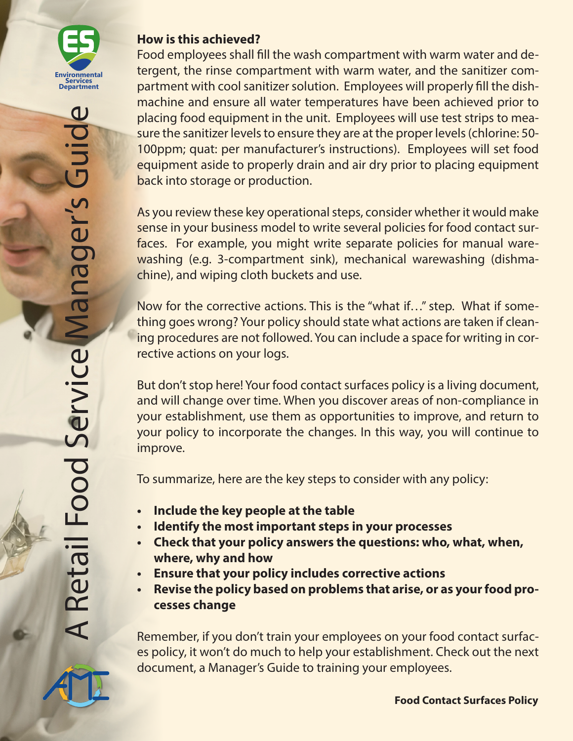**How is this achieved?**

Food employees shall fill the wash compartment with warm water and detergent, the rinse compartment with warm water, and the sanitizer compartment with cool sanitizer solution. Employees will properly fill the dishmachine and ensure all water temperatures have been achieved prior to placing food equipment in the unit. Employees will use test strips to measure the sanitizer levels to ensure they are at the proper levels (chlorine: 50-100ppm; quat: per manufacturer's instructions). Employees will set food equipment aside to properly drain and air dry prior to placing equipment back into storage or production.

As you review these key operational steps, consider whether it would make sense in your business model to write several policies for food contact surfaces. For example, you might write separate policies for manual warewashing (e.g. 3-compartment sink), mechanical warewashing (dishmachine), and wiping cloth buckets and use.

Now for the corrective actions. This is the "what if…" step. What if something goes wrong? Your policy should state what actions are taken if cleaning procedures are not followed. You can include a space for writing in corrective actions on your logs.

But don't stop here! Your food contact surfaces policy is a living document, and will change over time. When you discover areas of non-compliance in your establishment, use them as opportunities to improve, and return to your policy to incorporate the changes. In this way, you will continue to improve.

To summarize, here are the key steps to consider with any policy:

- **Include the key people at the table**
- **Identify the most important steps in your processes**
- **Check that your policy answers the questions: who, what, when, where, why and how**
- **Ensure that your policy includes corrective actions**
- **Revise the policy based on problems that arise, or as your food processes change**

Remember, if you don't train your employees on your food contact surfaces policy, it won't do much to help your establishment. Check out the next document, a Manager's Guide to training your employees.